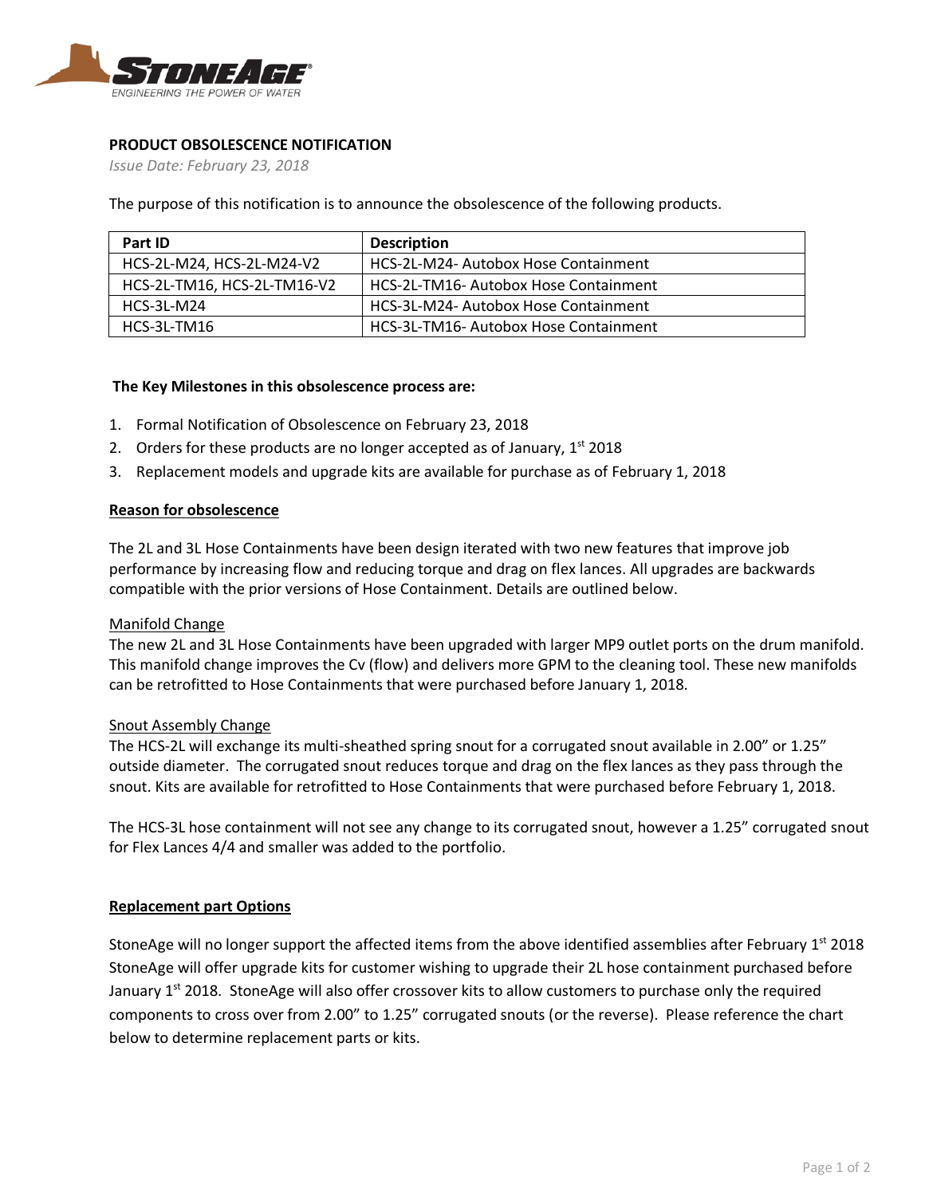**PRODUCT OBSOLESCENCE NOTIFICATION**

*Issue Date: February 23, 2018*

The purpose of this notification is to announce the obsolescence of the following products.

| Part ID | Description |
|---|---|
| HCS-2L-M24, HCS-2L-M24-V2 | HCS-2L-M24- Autobox Hose Containment |
| HCS-2L-TM16, HCS-2L-TM16-V2 | HCS-2L-TM16- Autobox Hose Containment |
| HCS-3L-M24 | HCS-3L-M24- Autobox Hose Containment |
| HCS-3L-TM16 | HCS-3L-TM16- Autobox Hose Containment |

**The Key Milestones in this obsolescence process are:**

1. Formal Notification of Obsolescence on February 23, 2018
2. Orders for these products are no longer accepted as of January, 1st 2018
3. Replacement models and upgrade kits are available for purchase as of February 1, 2018

**Reason for obsolescence**

The 2L and 3L Hose Containments have been design iterated with two new features that improve job performance by increasing flow and reducing torque and drag on flex lances. All upgrades are backwards compatible with the prior versions of Hose Containment. Details are outlined below.

Manifold Change

The new 2L and 3L Hose Containments have been upgraded with larger MP9 outlet ports on the drum manifold. This manifold change improves the Cv (flow) and delivers more GPM to the cleaning tool. These new manifolds can be retrofitted to Hose Containments that were purchased before January 1, 2018.

Snout Assembly Change

The HCS-2L will exchange its multi-sheathed spring snout for a corrugated snout available in 2.00" or 1.25" outside diameter. The corrugated snout reduces torque and drag on the flex lances as they pass through the snout. Kits are available for retrofitted to Hose Containments that were purchased before February 1, 2018.

The HCS-3L hose containment will not see any change to its corrugated snout, however a 1.25" corrugated snout for Flex Lances 4/4 and smaller was added to the portfolio.

**Replacement part Options**

StoneAge will no longer support the affected items from the above identified assemblies after February 1st 2018 StoneAge will offer upgrade kits for customer wishing to upgrade their 2L hose containment purchased before January 1st 2018. StoneAge will also offer crossover kits to allow customers to purchase only the required components to cross over from 2.00" to 1.25" corrugated snouts (or the reverse). Please reference the chart below to determine replacement parts or kits.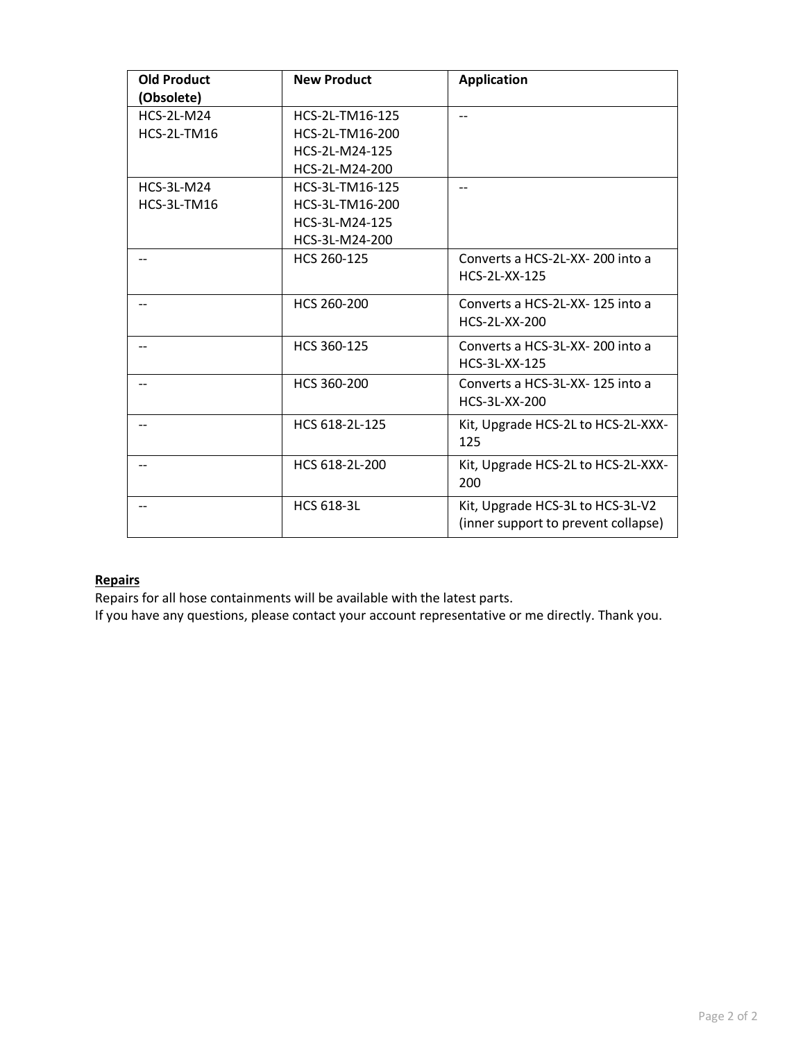| Old Product (Obsolete) | New Product | Application |
|---|---|---|
| HCS-2L-M24<br>HCS-2L-TM16 | HCS-2L-TM16-125<br>HCS-2L-TM16-200<br>HCS-2L-M24-125<br>HCS-2L-M24-200 | -- |
| HCS-3L-M24<br>HCS-3L-TM16 | HCS-3L-TM16-125<br>HCS-3L-TM16-200<br>HCS-3L-M24-125<br>HCS-3L-M24-200 | -- |
| -- | HCS 260-125 | Converts a HCS-2L-XX- 200 into a HCS-2L-XX-125 |
| -- | HCS 260-200 | Converts a HCS-2L-XX- 125 into a HCS-2L-XX-200 |
| -- | HCS 360-125 | Converts a HCS-3L-XX- 200 into a HCS-3L-XX-125 |
| -- | HCS 360-200 | Converts a HCS-3L-XX- 125 into a HCS-3L-XX-200 |
| -- | HCS 618-2L-125 | Kit, Upgrade HCS-2L to HCS-2L-XXX-125 |
| -- | HCS 618-2L-200 | Kit, Upgrade HCS-2L to HCS-2L-XXX-200 |
| -- | HCS 618-3L | Kit, Upgrade HCS-3L to HCS-3L-V2 (inner support to prevent collapse) |

**Repairs**

Repairs for all hose containments will be available with the latest parts.
If you have any questions, please contact your account representative or me directly. Thank you.